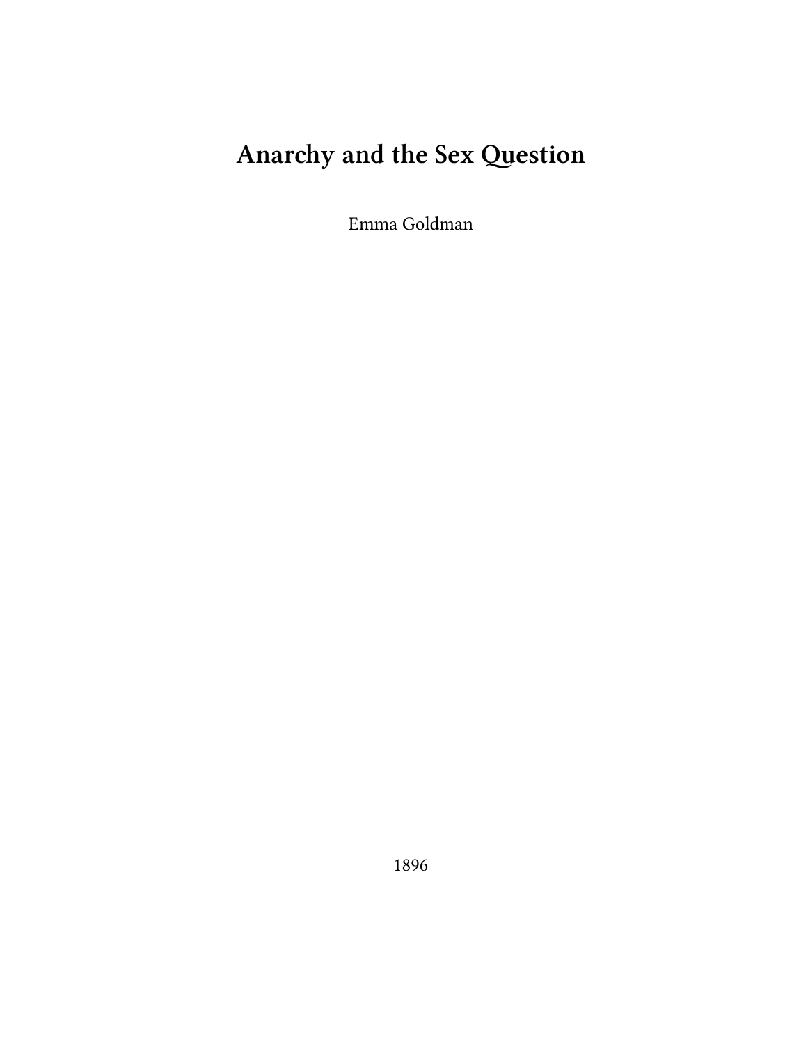# Anarchy and the Sex Question

Emma Goldman

1896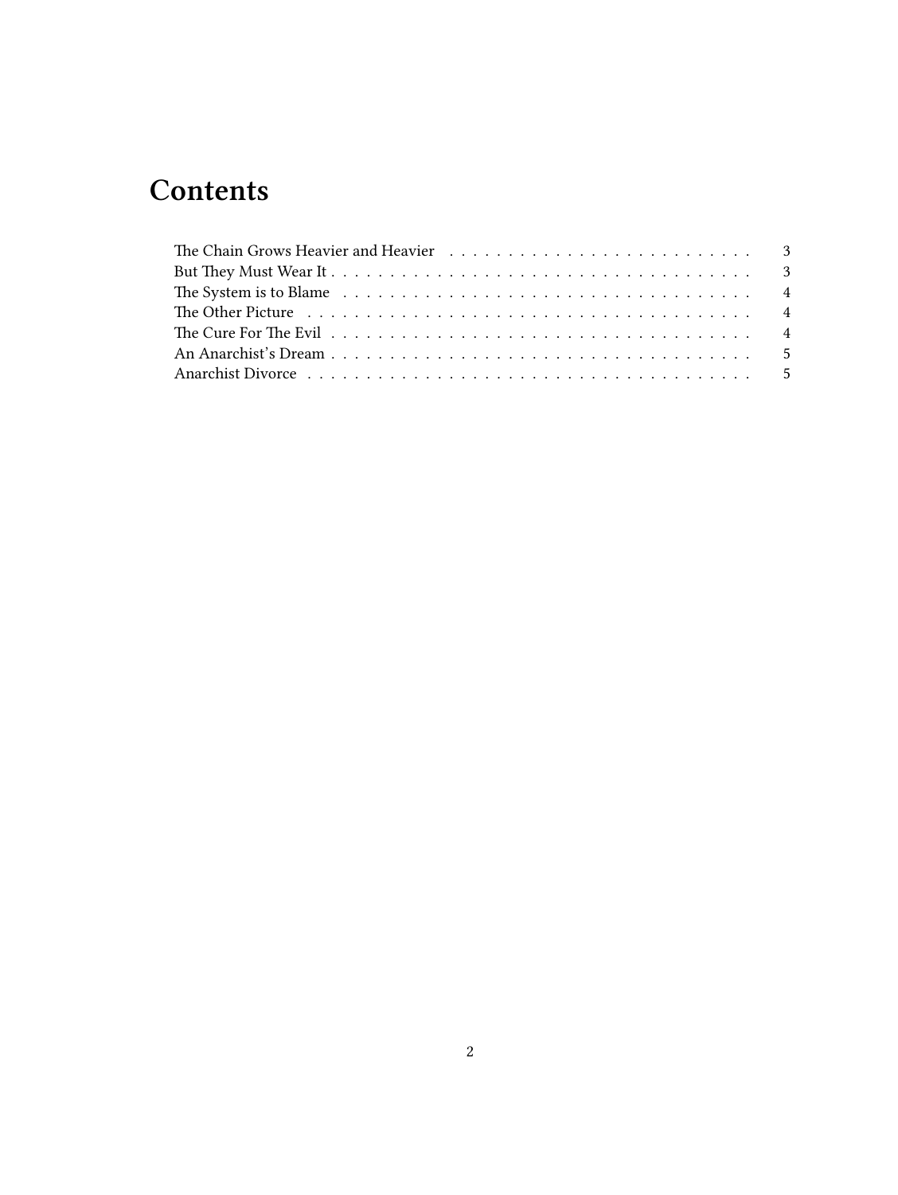# Contents

- The Chain Grows Heavier and Heavier . . . . . . . . . . . . . . . . . . . . . . . . . . 3
- But They Must Wear It . . . . . . . . . . . . . . . . . . . . . . . . . . . . . . . . . . 3
- The System is to Blame . . . . . . . . . . . . . . . . . . . . . . . . . . . . . . . . . 4
- The Other Picture . . . . . . . . . . . . . . . . . . . . . . . . . . . . . . . . . . . . 4
- The Cure For The Evil . . . . . . . . . . . . . . . . . . . . . . . . . . . . . . . . . . 4
- An Anarchist's Dream . . . . . . . . . . . . . . . . . . . . . . . . . . . . . . . . . . 5
- Anarchist Divorce . . . . . . . . . . . . . . . . . . . . . . . . . . . . . . . . . . . . 5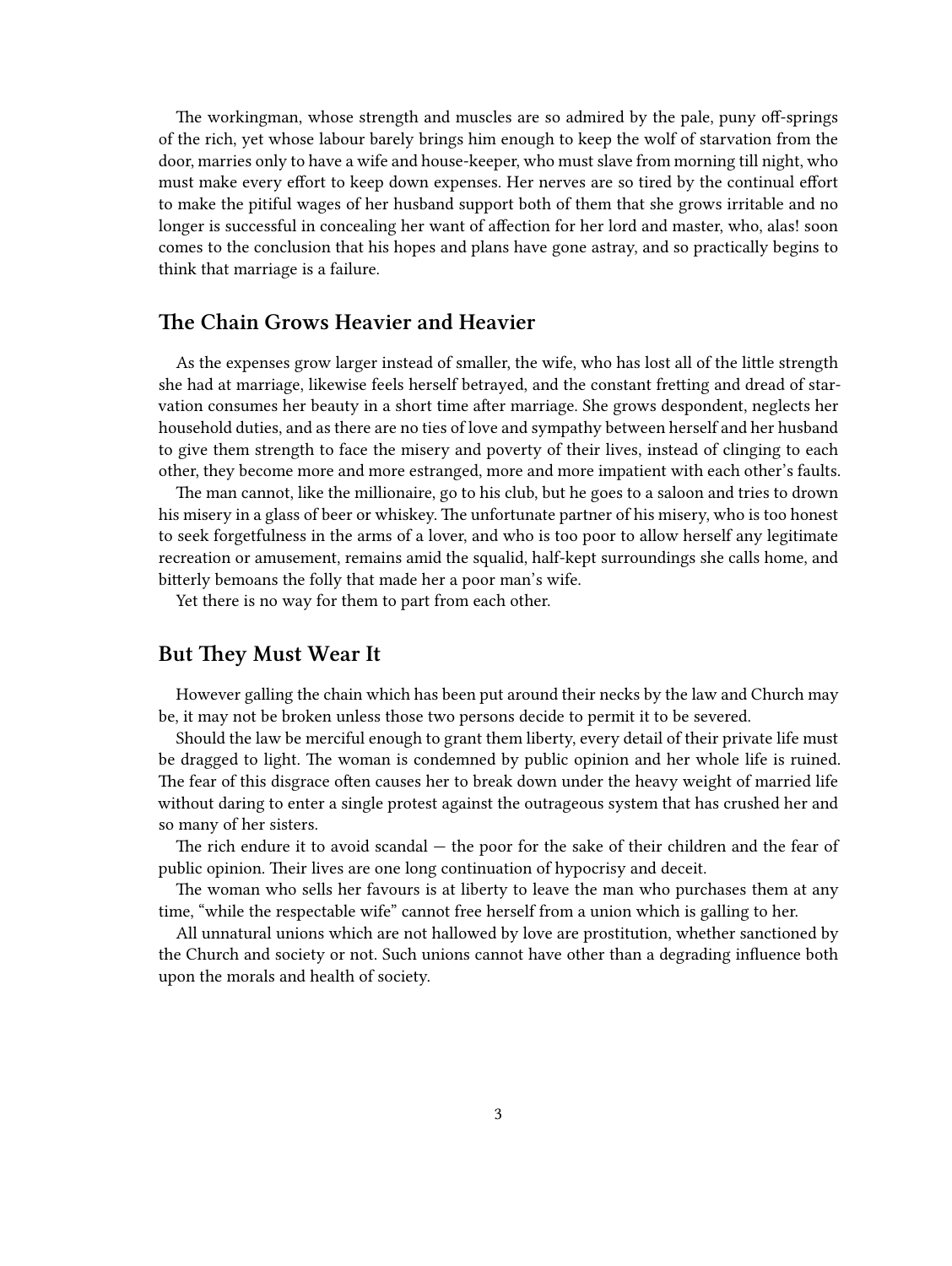The workingman, whose strength and muscles are so admired by the pale, puny off-springs of the rich, yet whose labour barely brings him enough to keep the wolf of starvation from the door, marries only to have a wife and house-keeper, who must slave from morning till night, who must make every effort to keep down expenses. Her nerves are so tired by the continual effort to make the pitiful wages of her husband support both of them that she grows irritable and no longer is successful in concealing her want of affection for her lord and master, who, alas! soon comes to the conclusion that his hopes and plans have gone astray, and so practically begins to think that marriage is a failure.

## The Chain Grows Heavier and Heavier

As the expenses grow larger instead of smaller, the wife, who has lost all of the little strength she had at marriage, likewise feels herself betrayed, and the constant fretting and dread of starvation consumes her beauty in a short time after marriage. She grows despondent, neglects her household duties, and as there are no ties of love and sympathy between herself and her husband to give them strength to face the misery and poverty of their lives, instead of clinging to each other, they become more and more estranged, more and more impatient with each other's faults.

The man cannot, like the millionaire, go to his club, but he goes to a saloon and tries to drown his misery in a glass of beer or whiskey. The unfortunate partner of his misery, who is too honest to seek forgetfulness in the arms of a lover, and who is too poor to allow herself any legitimate recreation or amusement, remains amid the squalid, half-kept surroundings she calls home, and bitterly bemoans the folly that made her a poor man's wife.

Yet there is no way for them to part from each other.

## But They Must Wear It

However galling the chain which has been put around their necks by the law and Church may be, it may not be broken unless those two persons decide to permit it to be severed.

Should the law be merciful enough to grant them liberty, every detail of their private life must be dragged to light. The woman is condemned by public opinion and her whole life is ruined. The fear of this disgrace often causes her to break down under the heavy weight of married life without daring to enter a single protest against the outrageous system that has crushed her and so many of her sisters.

The rich endure it to avoid scandal — the poor for the sake of their children and the fear of public opinion. Their lives are one long continuation of hypocrisy and deceit.

The woman who sells her favours is at liberty to leave the man who purchases them at any time, "while the respectable wife" cannot free herself from a union which is galling to her.

All unnatural unions which are not hallowed by love are prostitution, whether sanctioned by the Church and society or not. Such unions cannot have other than a degrading influence both upon the morals and health of society.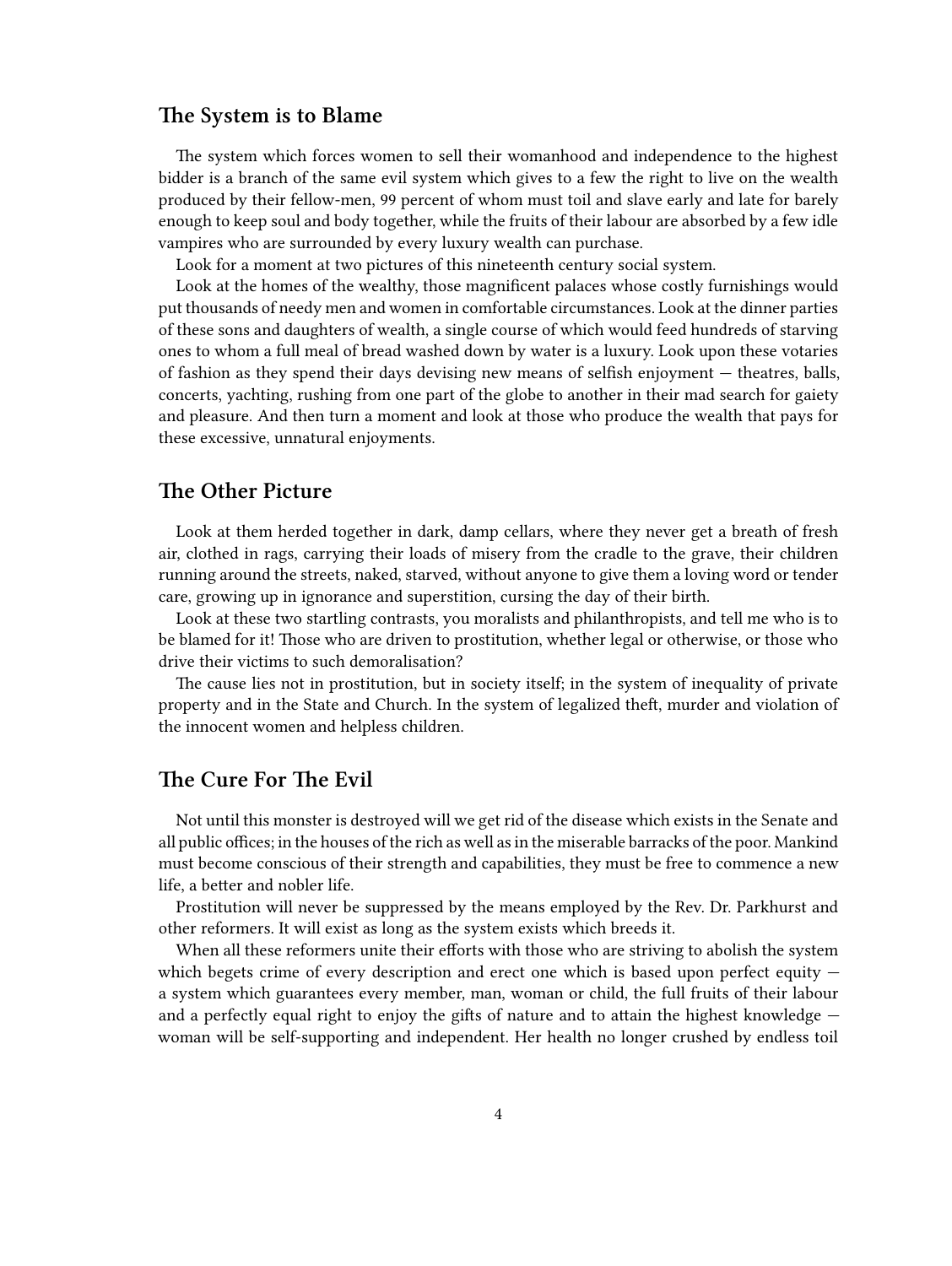## The System is to Blame

The system which forces women to sell their womanhood and independence to the highest bidder is a branch of the same evil system which gives to a few the right to live on the wealth produced by their fellow-men, 99 percent of whom must toil and slave early and late for barely enough to keep soul and body together, while the fruits of their labour are absorbed by a few idle vampires who are surrounded by every luxury wealth can purchase.

Look for a moment at two pictures of this nineteenth century social system.

Look at the homes of the wealthy, those magnificent palaces whose costly furnishings would put thousands of needy men and women in comfortable circumstances. Look at the dinner parties of these sons and daughters of wealth, a single course of which would feed hundreds of starving ones to whom a full meal of bread washed down by water is a luxury. Look upon these votaries of fashion as they spend their days devising new means of selfish enjoyment — theatres, balls, concerts, yachting, rushing from one part of the globe to another in their mad search for gaiety and pleasure. And then turn a moment and look at those who produce the wealth that pays for these excessive, unnatural enjoyments.

## The Other Picture

Look at them herded together in dark, damp cellars, where they never get a breath of fresh air, clothed in rags, carrying their loads of misery from the cradle to the grave, their children running around the streets, naked, starved, without anyone to give them a loving word or tender care, growing up in ignorance and superstition, cursing the day of their birth.

Look at these two startling contrasts, you moralists and philanthropists, and tell me who is to be blamed for it! Those who are driven to prostitution, whether legal or otherwise, or those who drive their victims to such demoralisation?

The cause lies not in prostitution, but in society itself; in the system of inequality of private property and in the State and Church. In the system of legalized theft, murder and violation of the innocent women and helpless children.

## The Cure For The Evil

Not until this monster is destroyed will we get rid of the disease which exists in the Senate and all public offices; in the houses of the rich as well as in the miserable barracks of the poor. Mankind must become conscious of their strength and capabilities, they must be free to commence a new life, a better and nobler life.

Prostitution will never be suppressed by the means employed by the Rev. Dr. Parkhurst and other reformers. It will exist as long as the system exists which breeds it.

When all these reformers unite their efforts with those who are striving to abolish the system which begets crime of every description and erect one which is based upon perfect equity — a system which guarantees every member, man, woman or child, the full fruits of their labour and a perfectly equal right to enjoy the gifts of nature and to attain the highest knowledge — woman will be self-supporting and independent. Her health no longer crushed by endless toil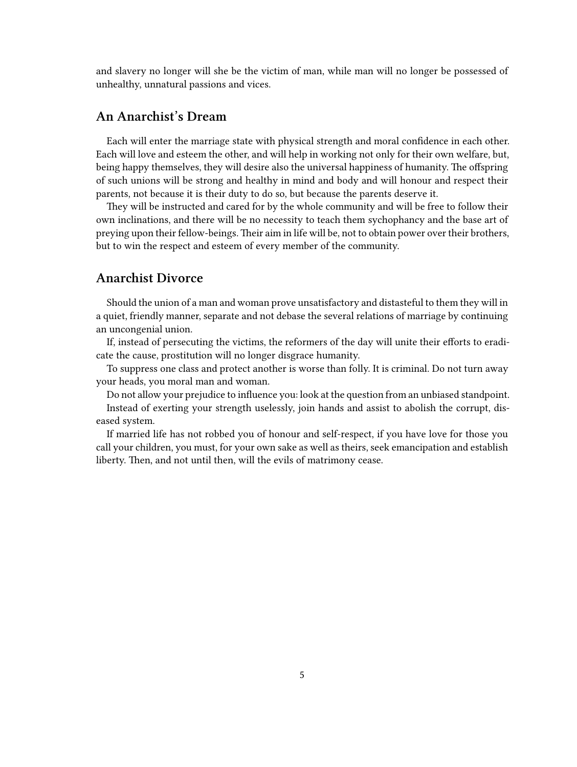and slavery no longer will she be the victim of man, while man will no longer be possessed of unhealthy, unnatural passions and vices.

## An Anarchist's Dream

Each will enter the marriage state with physical strength and moral confidence in each other. Each will love and esteem the other, and will help in working not only for their own welfare, but, being happy themselves, they will desire also the universal happiness of humanity. The offspring of such unions will be strong and healthy in mind and body and will honour and respect their parents, not because it is their duty to do so, but because the parents deserve it.

They will be instructed and cared for by the whole community and will be free to follow their own inclinations, and there will be no necessity to teach them sychophancy and the base art of preying upon their fellow-beings. Their aim in life will be, not to obtain power over their brothers, but to win the respect and esteem of every member of the community.

## Anarchist Divorce

Should the union of a man and woman prove unsatisfactory and distasteful to them they will in a quiet, friendly manner, separate and not debase the several relations of marriage by continuing an uncongenial union.

If, instead of persecuting the victims, the reformers of the day will unite their efforts to eradicate the cause, prostitution will no longer disgrace humanity.

To suppress one class and protect another is worse than folly. It is criminal. Do not turn away your heads, you moral man and woman.

Do not allow your prejudice to influence you: look at the question from an unbiased standpoint.

Instead of exerting your strength uselessly, join hands and assist to abolish the corrupt, diseased system.

If married life has not robbed you of honour and self-respect, if you have love for those you call your children, you must, for your own sake as well as theirs, seek emancipation and establish liberty. Then, and not until then, will the evils of matrimony cease.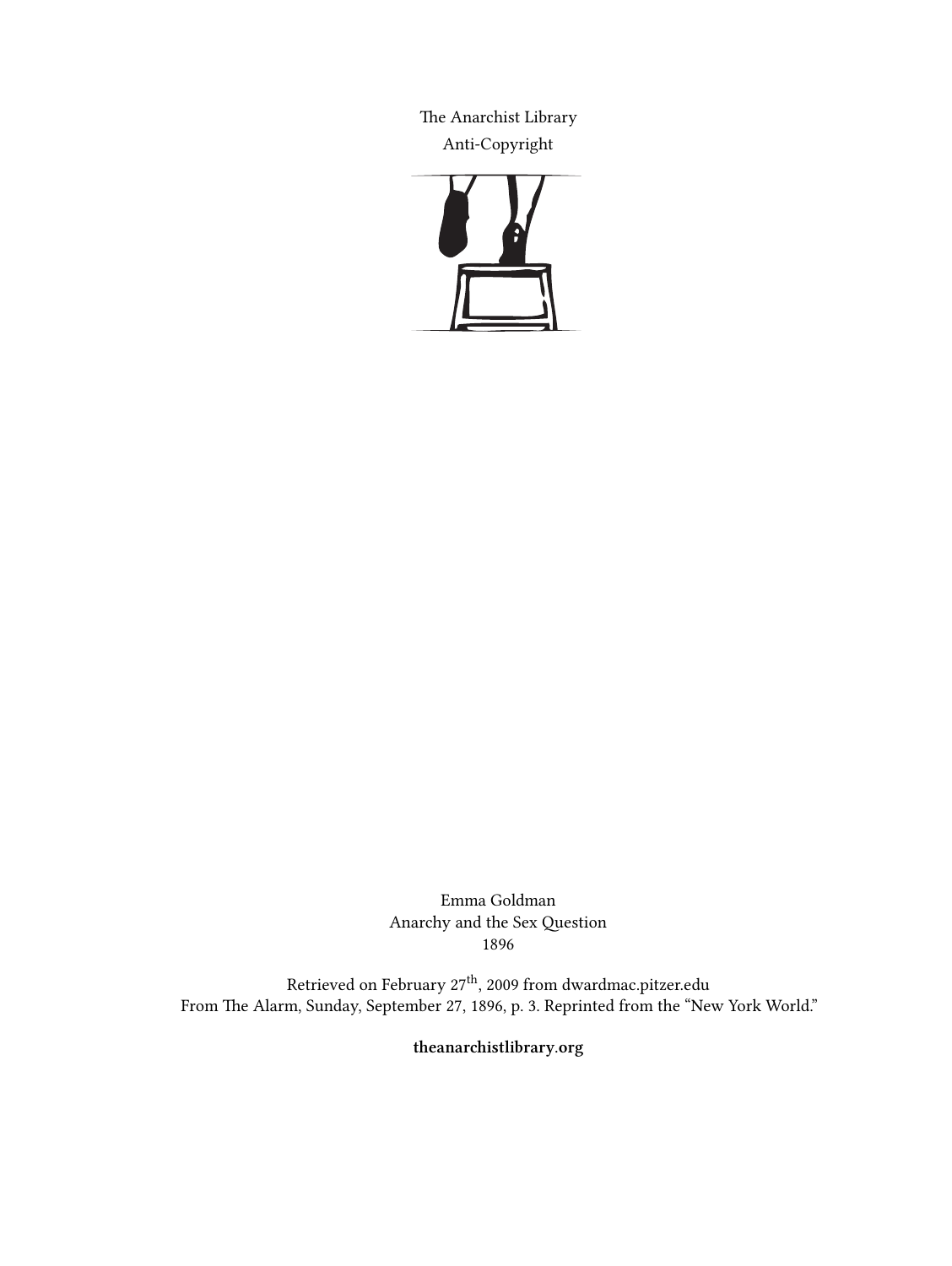The Anarchist Library
Anti-Copyright

Emma Goldman
Anarchy and the Sex Question
1896

Retrieved on February 27th, 2009 from dwardmac.pitzer.edu
From The Alarm, Sunday, September 27, 1896, p. 3. Reprinted from the "New York World."

**theanarchistlibrary.org**